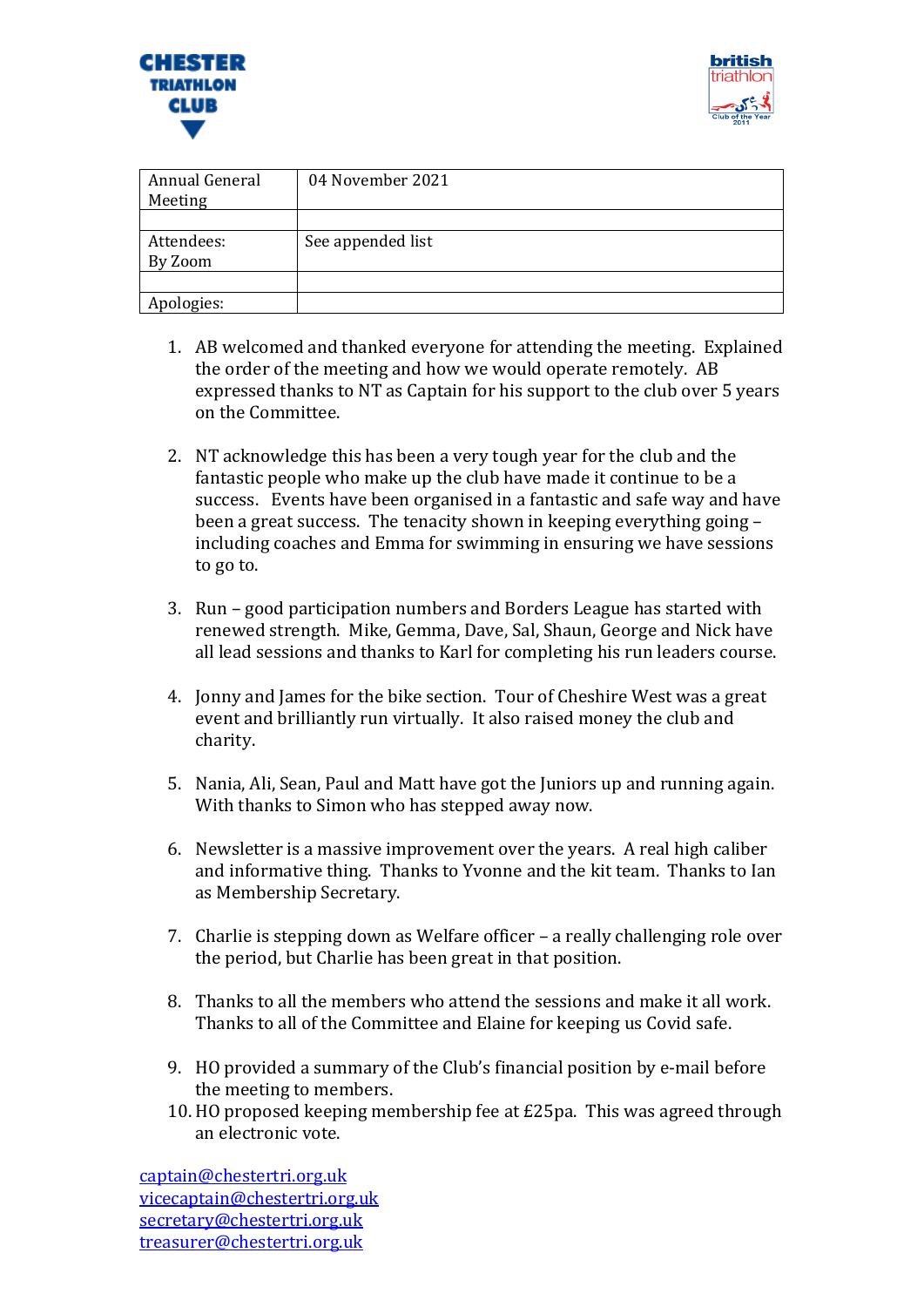CHESTER TRIATHLON CLUB

british triathlon Club of the Year 2011

| Annual General Meeting | 04 November 2021 |
|---|---|
| | |
| Attendees: By Zoom | See appended list |
| | |
| Apologies: | |

1. AB welcomed and thanked everyone for attending the meeting. Explained the order of the meeting and how we would operate remotely. AB expressed thanks to NT as Captain for his support to the club over 5 years on the Committee.

2. NT acknowledge this has been a very tough year for the club and the fantastic people who make up the club have made it continue to be a success. Events have been organised in a fantastic and safe way and have been a great success. The tenacity shown in keeping everything going – including coaches and Emma for swimming in ensuring we have sessions to go to.

3. Run – good participation numbers and Borders League has started with renewed strength. Mike, Gemma, Dave, Sal, Shaun, George and Nick have all lead sessions and thanks to Karl for completing his run leaders course.

4. Jonny and James for the bike section. Tour of Cheshire West was a great event and brilliantly run virtually. It also raised money the club and charity.

5. Nania, Ali, Sean, Paul and Matt have got the Juniors up and running again. With thanks to Simon who has stepped away now.

6. Newsletter is a massive improvement over the years. A real high caliber and informative thing. Thanks to Yvonne and the kit team. Thanks to Ian as Membership Secretary.

7. Charlie is stepping down as Welfare officer – a really challenging role over the period, but Charlie has been great in that position.

8. Thanks to all the members who attend the sessions and make it all work. Thanks to all of the Committee and Elaine for keeping us Covid safe.

9. HO provided a summary of the Club's financial position by e-mail before the meeting to members.
10. HO proposed keeping membership fee at £25pa. This was agreed through an electronic vote.

captain@chestertri.org.uk
vicecaptain@chestertri.org.uk
secretary@chestertri.org.uk
treasurer@chestertri.org.uk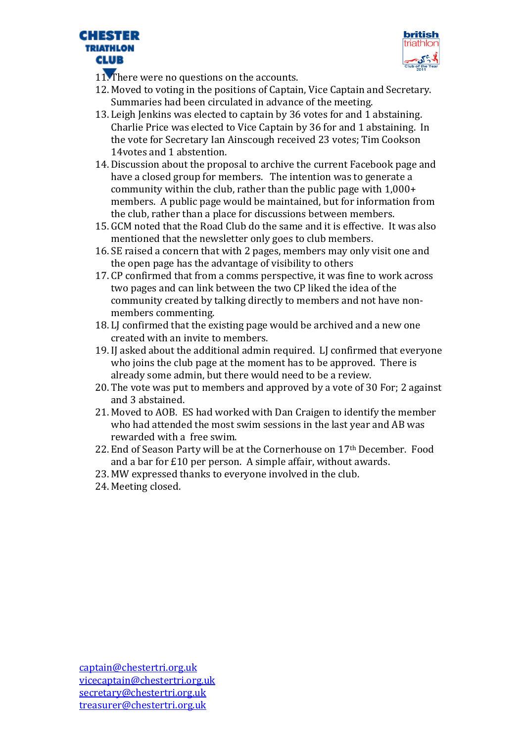11. There were no questions on the accounts.
12. Moved to voting in the positions of Captain, Vice Captain and Secretary. Summaries had been circulated in advance of the meeting.
13. Leigh Jenkins was elected to captain by 36 votes for and 1 abstaining. Charlie Price was elected to Vice Captain by 36 for and 1 abstaining. In the vote for Secretary Ian Ainscough received 23 votes; Tim Cookson 14votes and 1 abstention.
14. Discussion about the proposal to archive the current Facebook page and have a closed group for members. The intention was to generate a community within the club, rather than the public page with 1,000+ members. A public page would be maintained, but for information from the club, rather than a place for discussions between members.
15. GCM noted that the Road Club do the same and it is effective. It was also mentioned that the newsletter only goes to club members.
16. SE raised a concern that with 2 pages, members may only visit one and the open page has the advantage of visibility to others
17. CP confirmed that from a comms perspective, it was fine to work across two pages and can link between the two CP liked the idea of the community created by talking directly to members and not have non-members commenting.
18. LJ confirmed that the existing page would be archived and a new one created with an invite to members.
19. IJ asked about the additional admin required. LJ confirmed that everyone who joins the club page at the moment has to be approved. There is already some admin, but there would need to be a review.
20. The vote was put to members and approved by a vote of 30 For; 2 against and 3 abstained.
21. Moved to AOB. ES had worked with Dan Craigen to identify the member who had attended the most swim sessions in the last year and AB was rewarded with a free swim.
22. End of Season Party will be at the Cornerhouse on 17th December. Food and a bar for £10 per person. A simple affair, without awards.
23. MW expressed thanks to everyone involved in the club.
24. Meeting closed.

captain@chestertri.org.uk
vicecaptain@chestertri.org.uk
secretary@chestertri.org.uk
treasurer@chestertri.org.uk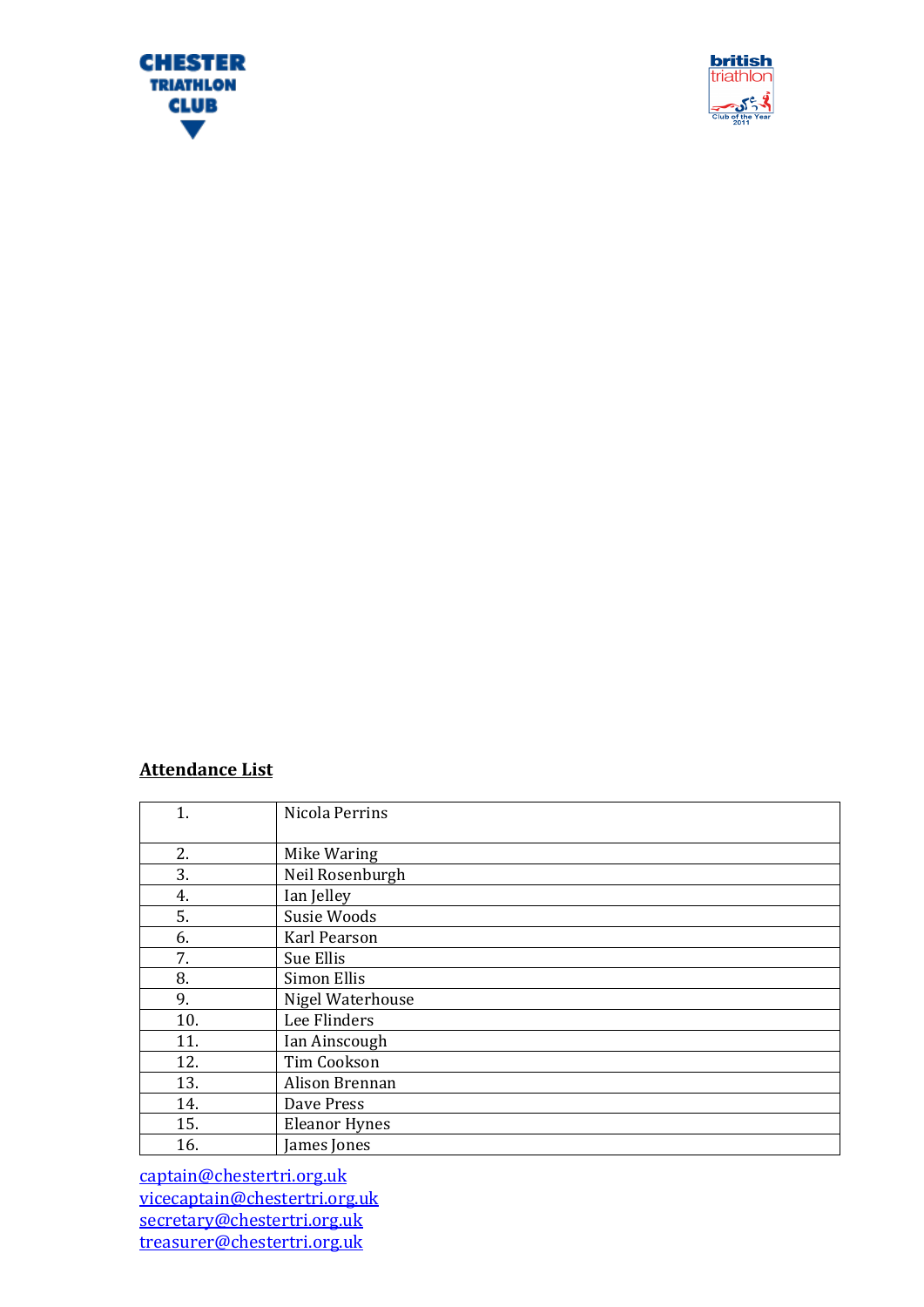**Attendance List**

| | |
|---|---|
| 1. | Nicola Perrins |
| 2. | Mike Waring |
| 3. | Neil Rosenburgh |
| 4. | Ian Jelley |
| 5. | Susie Woods |
| 6. | Karl Pearson |
| 7. | Sue Ellis |
| 8. | Simon Ellis |
| 9. | Nigel Waterhouse |
| 10. | Lee Flinders |
| 11. | Ian Ainscough |
| 12. | Tim Cookson |
| 13. | Alison Brennan |
| 14. | Dave Press |
| 15. | Eleanor Hynes |
| 16. | James Jones |

captain@chestertri.org.uk
vicecaptain@chestertri.org.uk
secretary@chestertri.org.uk
treasurer@chestertri.org.uk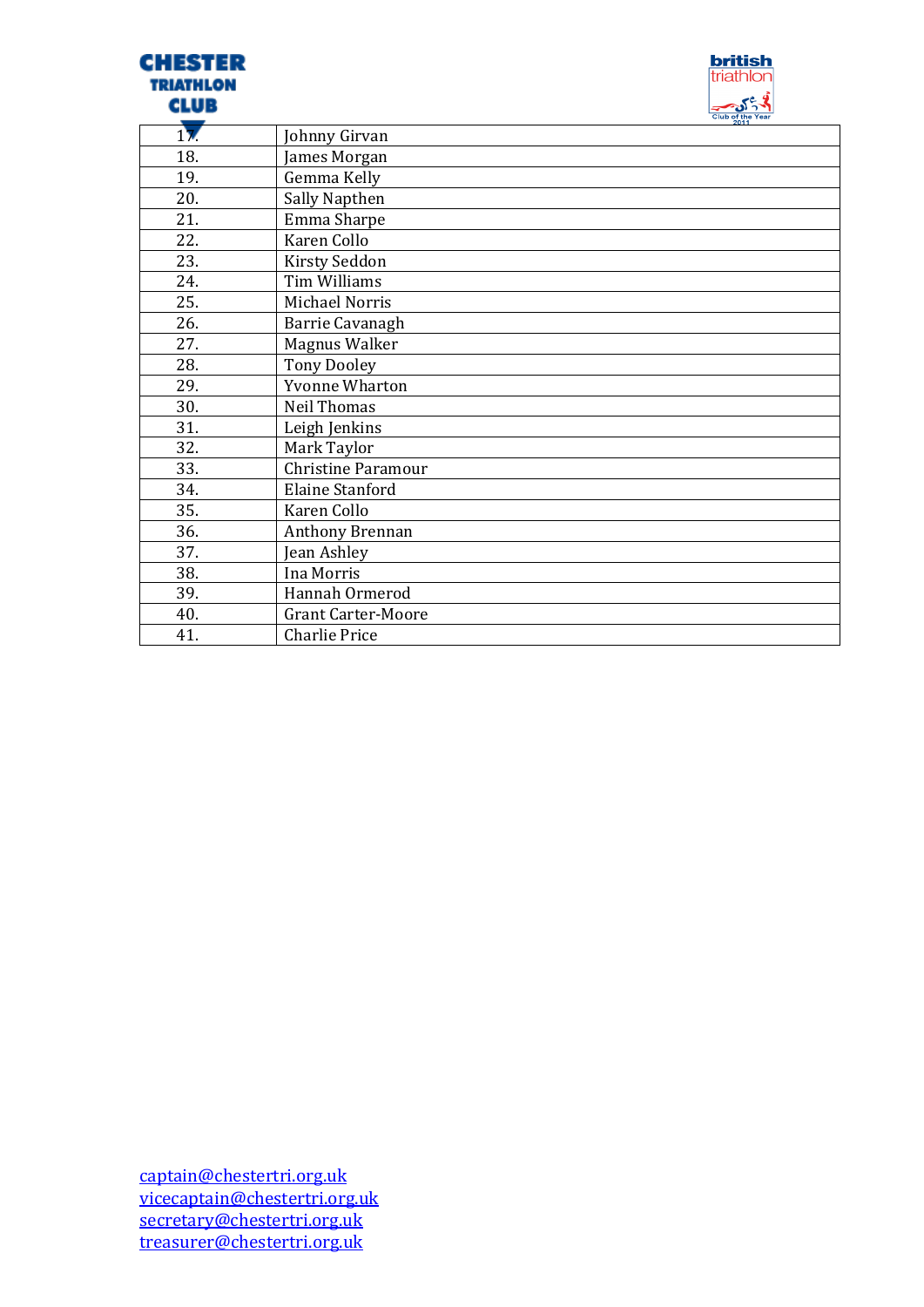| | |
|---|---|
| 17. | Johnny Girvan |
| 18. | James Morgan |
| 19. | Gemma Kelly |
| 20. | Sally Napthen |
| 21. | Emma Sharpe |
| 22. | Karen Collo |
| 23. | Kirsty Seddon |
| 24. | Tim Williams |
| 25. | Michael Norris |
| 26. | Barrie Cavanagh |
| 27. | Magnus Walker |
| 28. | Tony Dooley |
| 29. | Yvonne Wharton |
| 30. | Neil Thomas |
| 31. | Leigh Jenkins |
| 32. | Mark Taylor |
| 33. | Christine Paramour |
| 34. | Elaine Stanford |
| 35. | Karen Collo |
| 36. | Anthony Brennan |
| 37. | Jean Ashley |
| 38. | Ina Morris |
| 39. | Hannah Ormerod |
| 40. | Grant Carter-Moore |
| 41. | Charlie Price |

captain@chestertri.org.uk
vicecaptain@chestertri.org.uk
secretary@chestertri.org.uk
treasurer@chestertri.org.uk